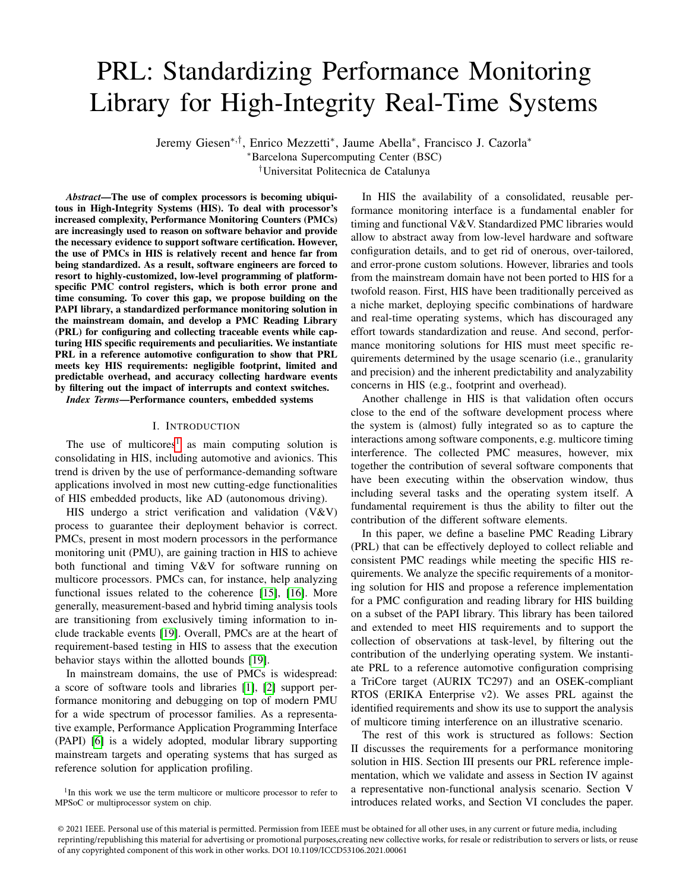// The document is a conference paper (ICCD 2021); the page footer here is the IEEE copyright notice, not a running header.

# PRL: Standardizing Performance Monitoring Library for High-Integrity Real-Time Systems

Jeremy Giesen[*,†], Enrico Mezzetti[*], Jaume Abella[*], Francisco J. Cazorla[*]

[*]Barcelona Supercomputing Center (BSC)

[†]Universitat Politecnica de Catalunya

***Abstract*—The use of complex processors is becoming ubiquitous in High-Integrity Systems (HIS). To deal with processor's increased complexity, Performance Monitoring Counters (PMCs) are increasingly used to reason on software behavior and provide the necessary evidence to support software certification. However, the use of PMCs in HIS is relatively recent and hence far from being standardized. As a result, software engineers are forced to resort to highly-customized, low-level programming of platform-specific PMC control registers, which is both error prone and time consuming. To cover this gap, we propose building on the PAPI library, a standardized performance monitoring solution in the mainstream domain, and develop a PMC Reading Library (PRL) for configuring and collecting traceable events while capturing HIS specific requirements and peculiarities. We instantiate PRL in a reference automotive configuration to show that PRL meets key HIS requirements: negligible footprint, limited and predictable overhead, and accuracy collecting hardware events by filtering out the impact of interrupts and context switches.**

***Index Terms*—Performance counters, embedded systems**

## I. Introduction

The use of multicores[1] as main computing solution is consolidating in HIS, including automotive and avionics. This trend is driven by the use of performance-demanding software applications involved in most new cutting-edge functionalities of HIS embedded products, like AD (autonomous driving).

HIS undergo a strict verification and validation (V&V) process to guarantee their deployment behavior is correct. PMCs, present in most modern processors in the performance monitoring unit (PMU), are gaining traction in HIS to achieve both functional and timing V&V for software running on multicore processors. PMCs can, for instance, help analyzing functional issues related to the coherence [15], [16]. More generally, measurement-based and hybrid timing analysis tools are transitioning from exclusively timing information to include trackable events [19]. Overall, PMCs are at the heart of requirement-based testing in HIS to assess that the execution behavior stays within the allotted bounds [19].

In mainstream domains, the use of PMCs is widespread: a score of software tools and libraries [1], [2] support performance monitoring and debugging on top of modern PMU for a wide spectrum of processor families. As a representative example, Performance Application Programming Interface (PAPI) [6] is a widely adopted, modular library supporting mainstream targets and operating systems that has surged as reference solution for application profiling.

In HIS the availability of a consolidated, reusable performance monitoring interface is a fundamental enabler for timing and functional V&V. Standardized PMC libraries would allow to abstract away from low-level hardware and software configuration details, and to get rid of onerous, over-tailored, and error-prone custom solutions. However, libraries and tools from the mainstream domain have not been ported to HIS for a twofold reason. First, HIS have been traditionally perceived as a niche market, deploying specific combinations of hardware and real-time operating systems, which has discouraged any effort towards standardization and reuse. And second, performance monitoring solutions for HIS must meet specific requirements determined by the usage scenario (i.e., granularity and precision) and the inherent predictability and analyzability concerns in HIS (e.g., footprint and overhead).

Another challenge in HIS is that validation often occurs close to the end of the software development process where the system is (almost) fully integrated so as to capture the interactions among software components, e.g. multicore timing interference. The collected PMC measures, however, mix together the contribution of several software components that have been executing within the observation window, thus including several tasks and the operating system itself. A fundamental requirement is thus the ability to filter out the contribution of the different software elements.

In this paper, we define a baseline PMC Reading Library (PRL) that can be effectively deployed to collect reliable and consistent PMC readings while meeting the specific HIS requirements. We analyze the specific requirements of a monitoring solution for HIS and propose a reference implementation for a PMC configuration and reading library for HIS building on a subset of the PAPI library. This library has been tailored and extended to meet HIS requirements and to support the collection of observations at task-level, by filtering out the contribution of the underlying operating system. We instantiate PRL to a reference automotive configuration comprising a TriCore target (AURIX TC297) and an OSEK-compliant RTOS (ERIKA Enterprise v2). We asses PRL against the identified requirements and show its use to support the analysis of multicore timing interference on an illustrative scenario.

The rest of this work is structured as follows: Section II discusses the requirements for a performance monitoring solution in HIS. Section III presents our PRL reference implementation, which we validate and assess in Section IV against a representative non-functional analysis scenario. Section V introduces related works, and Section VI concludes the paper.

[1]In this work we use the term multicore or multicore processor to refer to MPSoC or multiprocessor system on chip.

© 2021 IEEE. Personal use of this material is permitted. Permission from IEEE must be obtained for all other uses, in any current or future media, including reprinting/republishing this material for advertising or promotional purposes,creating new collective works, for resale or redistribution to servers or lists, or reuse of any copyrighted component of this work in other works. DOI 10.1109/ICCD53106.2021.00061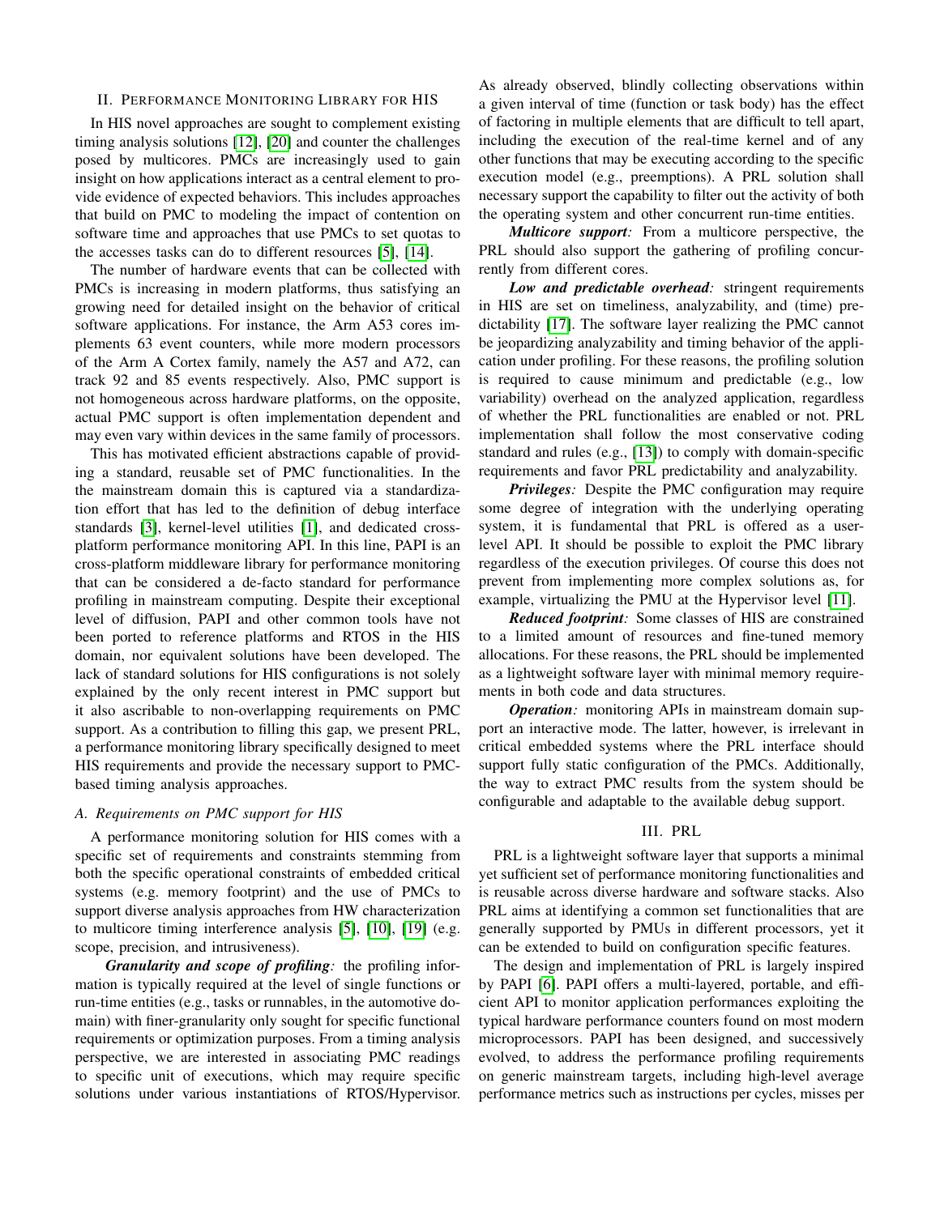## II. Performance Monitoring Library for HIS

In HIS novel approaches are sought to complement existing timing analysis solutions [12], [20] and counter the challenges posed by multicores. PMCs are increasingly used to gain insight on how applications interact as a central element to provide evidence of expected behaviors. This includes approaches that build on PMC to modeling the impact of contention on software time and approaches that use PMCs to set quotas to the accesses tasks can do to different resources [5], [14].

The number of hardware events that can be collected with PMCs is increasing in modern platforms, thus satisfying an growing need for detailed insight on the behavior of critical software applications. For instance, the Arm A53 cores implements 63 event counters, while more modern processors of the Arm A Cortex family, namely the A57 and A72, can track 92 and 85 events respectively. Also, PMC support is not homogeneous across hardware platforms, on the opposite, actual PMC support is often implementation dependent and may even vary within devices in the same family of processors.

This has motivated efficient abstractions capable of providing a standard, reusable set of PMC functionalities. In the the mainstream domain this is captured via a standardization effort that has led to the definition of debug interface standards [3], kernel-level utilities [1], and dedicated cross-platform performance monitoring API. In this line, PAPI is an cross-platform middleware library for performance monitoring that can be considered a de-facto standard for performance profiling in mainstream computing. Despite their exceptional level of diffusion, PAPI and other common tools have not been ported to reference platforms and RTOS in the HIS domain, nor equivalent solutions have been developed. The lack of standard solutions for HIS configurations is not solely explained by the only recent interest in PMC support but it also ascribable to non-overlapping requirements on PMC support. As a contribution to filling this gap, we present PRL, a performance monitoring library specifically designed to meet HIS requirements and provide the necessary support to PMC-based timing analysis approaches.

### A. Requirements on PMC support for HIS

A performance monitoring solution for HIS comes with a specific set of requirements and constraints stemming from both the specific operational constraints of embedded critical systems (e.g. memory footprint) and the use of PMCs to support diverse analysis approaches from HW characterization to multicore timing interference analysis [5], [10], [19] (e.g. scope, precision, and intrusiveness).

***Granularity and scope of profiling:*** the profiling information is typically required at the level of single functions or run-time entities (e.g., tasks or runnables, in the automotive domain) with finer-granularity only sought for specific functional requirements or optimization purposes. From a timing analysis perspective, we are interested in associating PMC readings to specific unit of executions, which may require specific solutions under various instantiations of RTOS/Hypervisor. As already observed, blindly collecting observations within a given interval of time (function or task body) has the effect of factoring in multiple elements that are difficult to tell apart, including the execution of the real-time kernel and of any other functions that may be executing according to the specific execution model (e.g., preemptions). A PRL solution shall necessary support the capability to filter out the activity of both the operating system and other concurrent run-time entities.

***Multicore support:*** From a multicore perspective, the PRL should also support the gathering of profiling concurrently from different cores.

***Low and predictable overhead:*** stringent requirements in HIS are set on timeliness, analyzability, and (time) predictability [17]. The software layer realizing the PMC cannot be jeopardizing analyzability and timing behavior of the application under profiling. For these reasons, the profiling solution is required to cause minimum and predictable (e.g., low variability) overhead on the analyzed application, regardless of whether the PRL functionalities are enabled or not. PRL implementation shall follow the most conservative coding standard and rules (e.g., [13]) to comply with domain-specific requirements and favor PRL predictability and analyzability.

***Privileges:*** Despite the PMC configuration may require some degree of integration with the underlying operating system, it is fundamental that PRL is offered as a user-level API. It should be possible to exploit the PMC library regardless of the execution privileges. Of course this does not prevent from implementing more complex solutions as, for example, virtualizing the PMU at the Hypervisor level [11].

***Reduced footprint:*** Some classes of HIS are constrained to a limited amount of resources and fine-tuned memory allocations. For these reasons, the PRL should be implemented as a lightweight software layer with minimal memory requirements in both code and data structures.

***Operation:*** monitoring APIs in mainstream domain support an interactive mode. The latter, however, is irrelevant in critical embedded systems where the PRL interface should support fully static configuration of the PMCs. Additionally, the way to extract PMC results from the system should be configurable and adaptable to the available debug support.

## III. PRL

PRL is a lightweight software layer that supports a minimal yet sufficient set of performance monitoring functionalities and is reusable across diverse hardware and software stacks. Also PRL aims at identifying a common set functionalities that are generally supported by PMUs in different processors, yet it can be extended to build on configuration specific features.

The design and implementation of PRL is largely inspired by PAPI [6]. PAPI offers a multi-layered, portable, and efficient API to monitor application performances exploiting the typical hardware performance counters found on most modern microprocessors. PAPI has been designed, and successively evolved, to address the performance profiling requirements on generic mainstream targets, including high-level average performance metrics such as instructions per cycles, misses per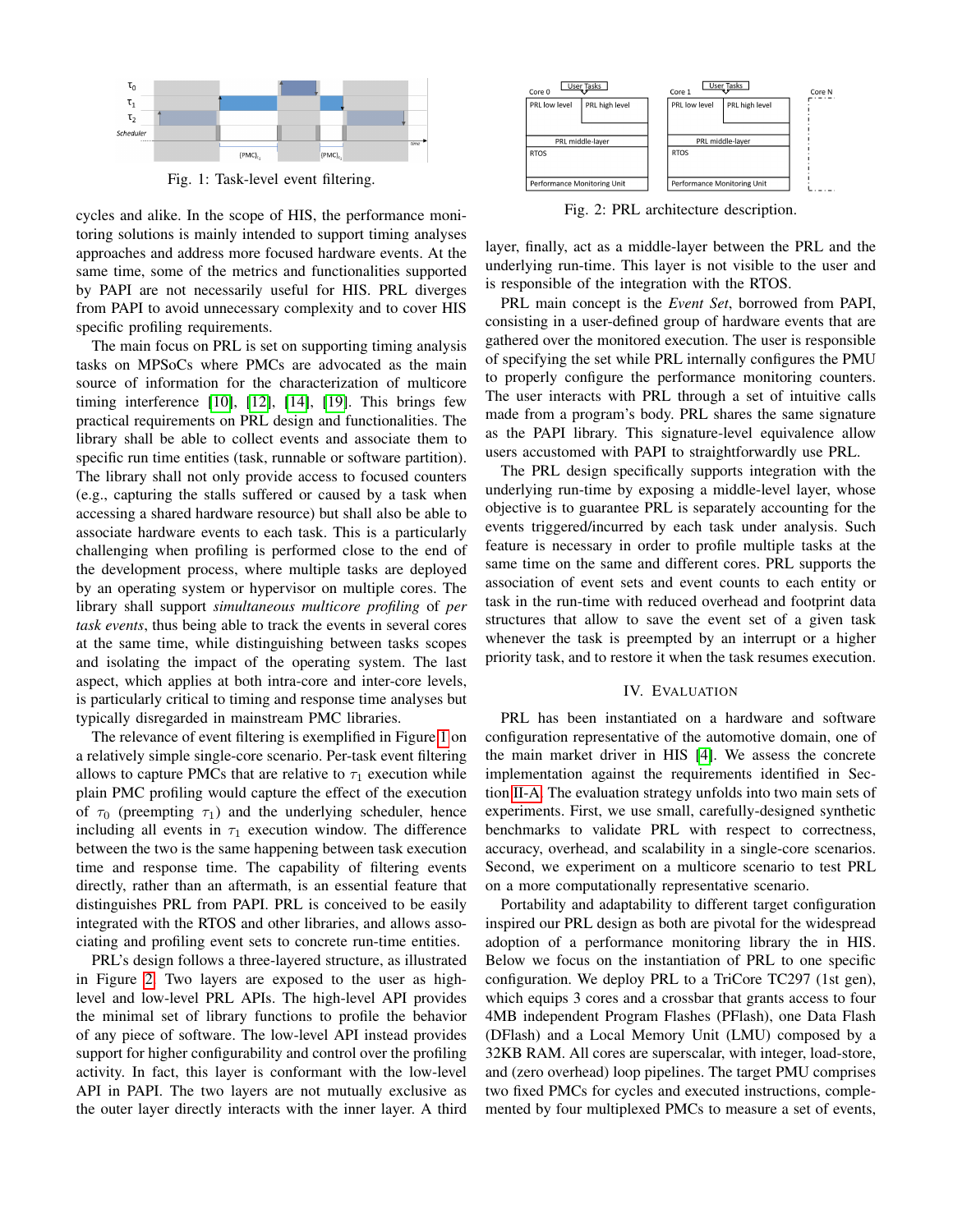Fig. 1: Task-level event filtering.

cycles and alike. In the scope of HIS, the performance monitoring solutions is mainly intended to support timing analyses approaches and address more focused hardware events. At the same time, some of the metrics and functionalities supported by PAPI are not necessarily useful for HIS. PRL diverges from PAPI to avoid unnecessary complexity and to cover HIS specific profiling requirements.

The main focus on PRL is set on supporting timing analysis tasks on MPSoCs where PMCs are advocated as the main source of information for the characterization of multicore timing interference [10], [12], [14], [19]. This brings few practical requirements on PRL design and functionalities. The library shall be able to collect events and associate them to specific run time entities (task, runnable or software partition). The library shall not only provide access to focused counters (e.g., capturing the stalls suffered or caused by a task when accessing a shared hardware resource) but shall also be able to associate hardware events to each task. This is a particularly challenging when profiling is performed close to the end of the development process, where multiple tasks are deployed by an operating system or hypervisor on multiple cores. The library shall support *simultaneous multicore profiling* of *per task events*, thus being able to track the events in several cores at the same time, while distinguishing between tasks scopes and isolating the impact of the operating system. The last aspect, which applies at both intra-core and inter-core levels, is particularly critical to timing and response time analyses but typically disregarded in mainstream PMC libraries.

The relevance of event filtering is exemplified in Figure 1 on a relatively simple single-core scenario. Per-task event filtering allows to capture PMCs that are relative to $\tau_1$ execution while plain PMC profiling would capture the effect of the execution of $\tau_0$ (preempting $\tau_1$) and the underlying scheduler, hence including all events in $\tau_1$ execution window. The difference between the two is the same happening between task execution time and response time. The capability of filtering events directly, rather than an aftermath, is an essential feature that distinguishes PRL from PAPI. PRL is conceived to be easily integrated with the RTOS and other libraries, and allows associating and profiling event sets to concrete run-time entities.

PRL's design follows a three-layered structure, as illustrated in Figure 2. Two layers are exposed to the user as high-level and low-level PRL APIs. The high-level API provides the minimal set of library functions to profile the behavior of any piece of software. The low-level API instead provides support for higher configurability and control over the profiling activity. In fact, this layer is conformant with the low-level API in PAPI. The two layers are not mutually exclusive as the outer layer directly interacts with the inner layer. A third layer, finally, act as a middle-layer between the PRL and the underlying run-time. This layer is not visible to the user and is responsible of the integration with the RTOS.

Fig. 2: PRL architecture description.

PRL main concept is the *Event Set*, borrowed from PAPI, consisting in a user-defined group of hardware events that are gathered over the monitored execution. The user is responsible of specifying the set while PRL internally configures the PMU to properly configure the performance monitoring counters. The user interacts with PRL through a set of intuitive calls made from a program's body. PRL shares the same signature as the PAPI library. This signature-level equivalence allow users accustomed with PAPI to straightforwardly use PRL.

The PRL design specifically supports integration with the underlying run-time by exposing a middle-level layer, whose objective is to guarantee PRL is separately accounting for the events triggered/incurred by each task under analysis. Such feature is necessary in order to profile multiple tasks at the same time on the same and different cores. PRL supports the association of event sets and event counts to each entity or task in the run-time with reduced overhead and footprint data structures that allow to save the event set of a given task whenever the task is preempted by an interrupt or a higher priority task, and to restore it when the task resumes execution.

## IV. Evaluation

PRL has been instantiated on a hardware and software configuration representative of the automotive domain, one of the main market driver in HIS [4]. We assess the concrete implementation against the requirements identified in Section II-A. The evaluation strategy unfolds into two main sets of experiments. First, we use small, carefully-designed synthetic benchmarks to validate PRL with respect to correctness, accuracy, overhead, and scalability in a single-core scenarios. Second, we experiment on a multicore scenario to test PRL on a more computationally representative scenario.

Portability and adaptability to different target configuration inspired our PRL design as both are pivotal for the widespread adoption of a performance monitoring library the in HIS. Below we focus on the instantiation of PRL to one specific configuration. We deploy PRL to a TriCore TC297 (1st gen), which equips 3 cores and a crossbar that grants access to four 4MB independent Program Flashes (PFlash), one Data Flash (DFlash) and a Local Memory Unit (LMU) composed by a 32KB RAM. All cores are superscalar, with integer, load-store, and (zero overhead) loop pipelines. The target PMU comprises two fixed PMCs for cycles and executed instructions, complemented by four multiplexed PMCs to measure a set of events,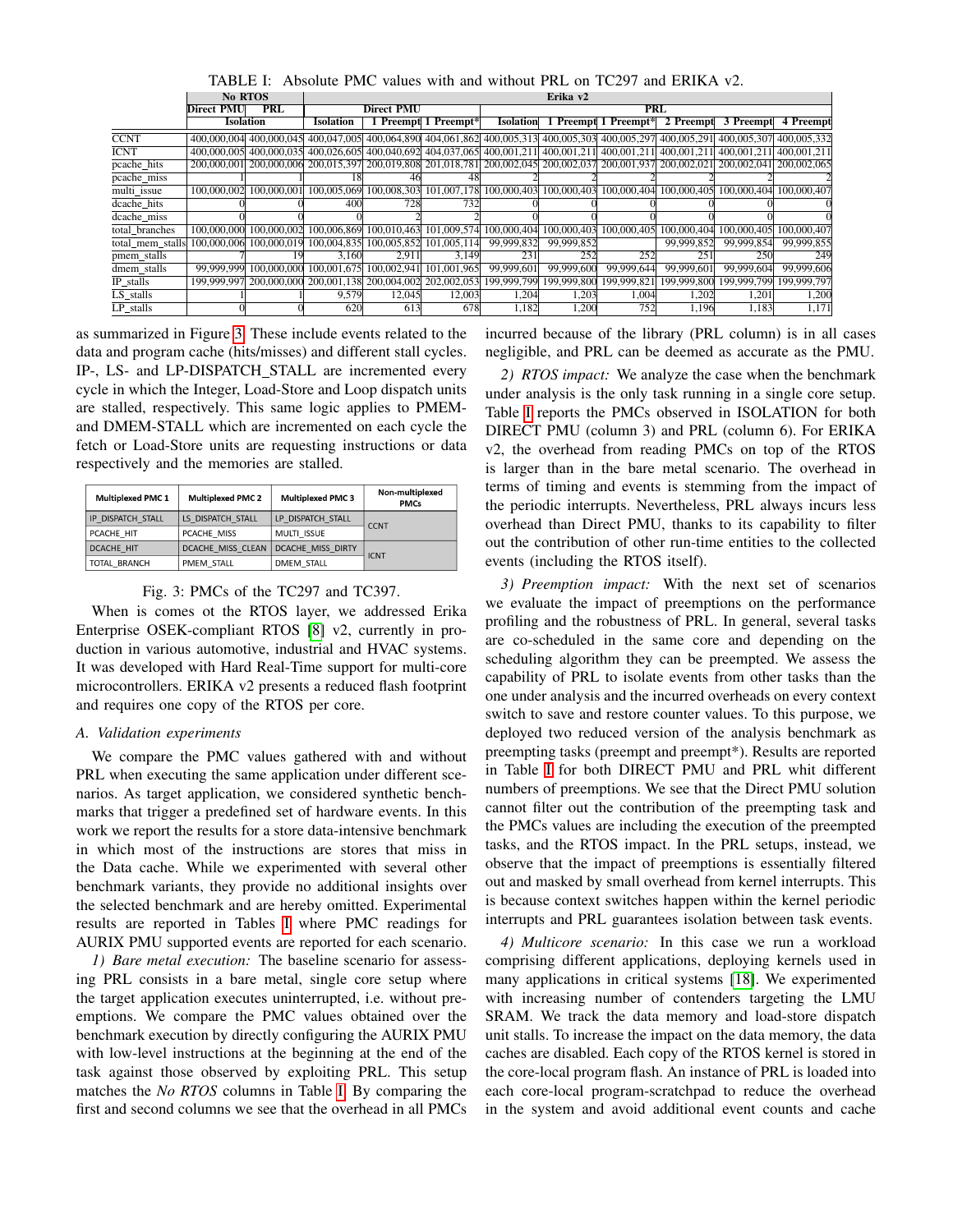TABLE I: Absolute PMC values with and without PRL on TC297 and ERIKA v2.

| | No RTOS | | Erika v2 | | | | | | | | |
|---|---|---|---|---|---|---|---|---|---|---|---|
| | Direct PMU | PRL | Direct PMU | | | PRL | | | | | |
| | Isolation | | Isolation | 1 Preempt | 1 Preempt* | Isolation | 1 Preempt | 1 Preempt* | 2 Preempt | 3 Preempt | 4 Preempt |
| CCNT | 400,000,004 | 400,000,045 | 400,047,005 | 400,064,890 | 404,061,862 | 400,005,313 | 400,005,303 | 400,005,297 | 400,005,291 | 400,005,307 | 400,005,332 |
| ICNT | 400,000,005 | 400,000,035 | 400,026,605 | 400,040,692 | 404,037,065 | 400,001,211 | 400,001,211 | 400,001,211 | 400,001,211 | 400,001,211 | 400,001,211 |
| pcache_hits | 200,000,001 | 200,000,006 | 200,015,397 | 200,019,808 | 201,018,781 | 200,002,045 | 200,002,037 | 200,001,937 | 200,002,021 | 200,002,041 | 200,002,065 |
| pcache_miss | 1 | 1 | 18 | 46 | 48 | 2 | 2 | 2 | 2 | 2 | 2 |
| multi_issue | 100,000,002 | 100,000,001 | 100,005,069 | 100,008,303 | 101,007,178 | 100,000,403 | 100,000,403 | 100,000,404 | 100,000,405 | 100,000,404 | 100,000,407 |
| dcache_hits | 0 | 0 | 400 | 728 | 732 | 0 | 0 | 0 | 0 | 0 | 0 |
| dcache_miss | 0 | 0 | 0 | 2 | 2 | 0 | 0 | 0 | 0 | 0 | 0 |
| total_branches | 100,000,000 | 100,000,002 | 100,006,869 | 100,010,463 | 101,009,574 | 100,000,404 | 100,000,403 | 100,000,405 | 100,000,404 | 100,000,405 | 100,000,407 |
| total_mem_stalls | 100,000,006 | 100,000,019 | 100,004,835 | 100,005,852 | 101,005,114 | 99,999,832 | 99,999,852 | | 99,999,852 | 99,999,854 | 99,999,855 |
| pmem_stalls | 7 | 19 | 3,160 | 2,911 | 3,149 | 231 | 252 | 252 | 251 | 250 | 249 |
| dmem_stalls | 99,999,999 | 100,000,000 | 100,001,675 | 100,002,941 | 101,001,965 | 99,999,601 | 99,999,600 | 99,999,644 | 99,999,601 | 99,999,604 | 99,999,606 |
| IP_stalls | 199,999,997 | 200,000,000 | 200,001,138 | 200,004,002 | 202,002,053 | 199,999,799 | 199,999,800 | 199,999,821 | 199,999,800 | 199,999,799 | 199,999,797 |
| LS_stalls | 1 | 1 | 9,579 | 12,045 | 12,003 | 1,204 | 1,203 | 1,004 | 1,202 | 1,201 | 1,200 |
| LP_stalls | 0 | 0 | 620 | 613 | 678 | 1,182 | 1,200 | 752 | 1,196 | 1,183 | 1,171 |

as summarized in Figure 3. These include events related to the data and program cache (hits/misses) and different stall cycles. IP-, LS- and LP-DISPATCH_STALL are incremented every cycle in which the Integer, Load-Store and Loop dispatch units are stalled, respectively. This same logic applies to PMEM- and DMEM-STALL which are incremented on each cycle the fetch or Load-Store units are requesting instructions or data respectively and the memories are stalled.

| Multiplexed PMC 1 | Multiplexed PMC 2 | Multiplexed PMC 3 | Non-multiplexed PMCs |
|---|---|---|---|
| IP_DISPATCH_STALL | LS_DISPATCH_STALL | LP_DISPATCH_STALL | CCNT |
| PCACHE_HIT | PCACHE_MISS | MULTI_ISSUE | |
| DCACHE_HIT | DCACHE_MISS_CLEAN | DCACHE_MISS_DIRTY | ICNT |
| TOTAL_BRANCH | PMEM_STALL | DMEM_STALL | |

Fig. 3: PMCs of the TC297 and TC397.

When is comes ot the RTOS layer, we addressed Erika Enterprise OSEK-compliant RTOS [8] v2, currently in production in various automotive, industrial and HVAC systems. It was developed with Hard Real-Time support for multi-core microcontrollers. ERIKA v2 presents a reduced flash footprint and requires one copy of the RTOS per core.

### A. Validation experiments

We compare the PMC values gathered with and without PRL when executing the same application under different scenarios. As target application, we considered synthetic benchmarks that trigger a predefined set of hardware events. In this work we report the results for a store data-intensive benchmark in which most of the instructions are stores that miss in the Data cache. While we experimented with several other benchmark variants, they provide no additional insights over the selected benchmark and are hereby omitted. Experimental results are reported in Tables I where PMC readings for AURIX PMU supported events are reported for each scenario.

*1) Bare metal execution:* The baseline scenario for assessing PRL consists in a bare metal, single core setup where the target application executes uninterrupted, i.e. without preemptions. We compare the PMC values obtained over the benchmark execution by directly configuring the AURIX PMU with low-level instructions at the beginning at the end of the task against those observed by exploiting PRL. This setup matches the *No RTOS* columns in Table I. By comparing the first and second columns we see that the overhead in all PMCs incurred because of the library (PRL column) is in all cases negligible, and PRL can be deemed as accurate as the PMU.

*2) RTOS impact:* We analyze the case when the benchmark under analysis is the only task running in a single core setup. Table I reports the PMCs observed in ISOLATION for both DIRECT PMU (column 3) and PRL (column 6). For ERIKA v2, the overhead from reading PMCs on top of the RTOS is larger than in the bare metal scenario. The overhead in terms of timing and events is stemming from the impact of the periodic interrupts. Nevertheless, PRL always incurs less overhead than Direct PMU, thanks to its capability to filter out the contribution of other run-time entities to the collected events (including the RTOS itself).

*3) Preemption impact:* With the next set of scenarios we evaluate the impact of preemptions on the performance profiling and the robustness of PRL. In general, several tasks are co-scheduled in the same core and depending on the scheduling algorithm they can be preempted. We assess the capability of PRL to isolate events from other tasks than the one under analysis and the incurred overheads on every context switch to save and restore counter values. To this purpose, we deployed two reduced version of the analysis benchmark as preempting tasks (preempt and preempt*). Results are reported in Table I for both DIRECT PMU and PRL whit different numbers of preemptions. We see that the Direct PMU solution cannot filter out the contribution of the preempting task and the PMCs values are including the execution of the preempted tasks, and the RTOS impact. In the PRL setups, instead, we observe that the impact of preemptions is essentially filtered out and masked by small overhead from kernel interrupts. This is because context switches happen within the kernel periodic interrupts and PRL guarantees isolation between task events.

*4) Multicore scenario:* In this case we run a workload comprising different applications, deploying kernels used in many applications in critical systems [18]. We experimented with increasing number of contenders targeting the LMU SRAM. We track the data memory and load-store dispatch unit stalls. To increase the impact on the data memory, the data caches are disabled. Each copy of the RTOS kernel is stored in the core-local program flash. An instance of PRL is loaded into each core-local program-scratchpad to reduce the overhead in the system and avoid additional event counts and cache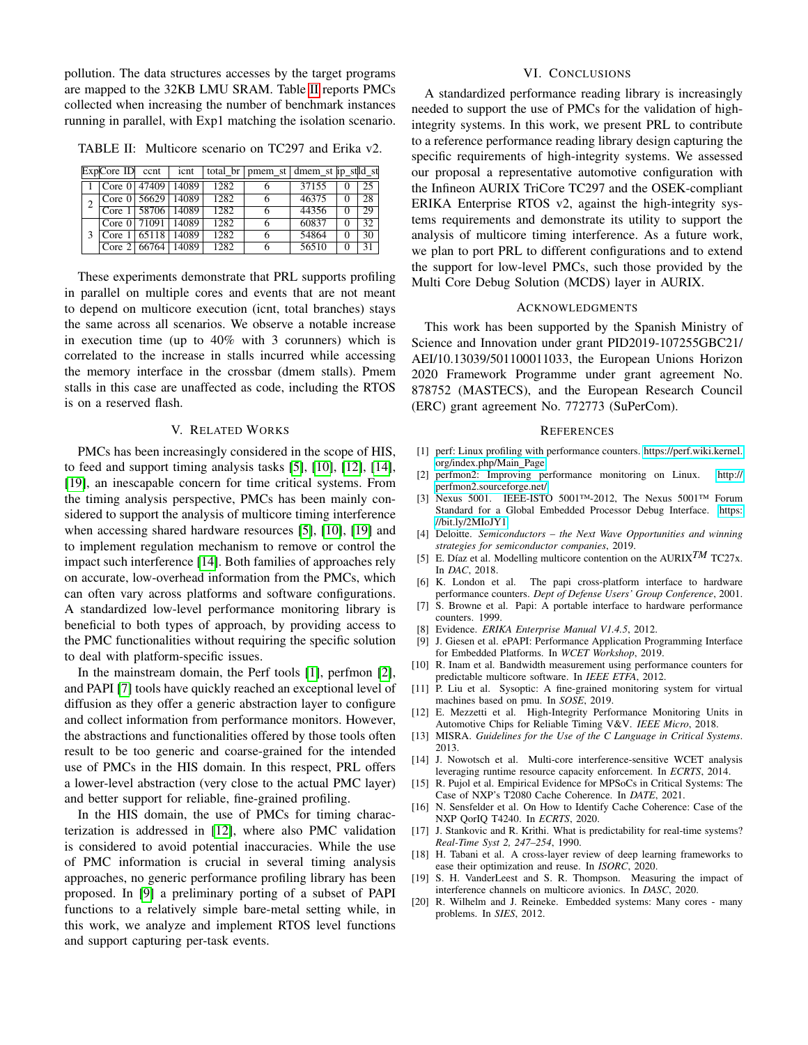pollution. The data structures accesses by the target programs are mapped to the 32KB LMU SRAM. Table II reports PMCs collected when increasing the number of benchmark instances running in parallel, with Exp1 matching the isolation scenario.

TABLE II: Multicore scenario on TC297 and Erika v2.

| Exp | Core ID | ccnt | icnt | total_br | pmem_st | dmem_st | ip_st | ld_st |
|---|---|---|---|---|---|---|---|---|
| 1 | Core 0 | 47409 | 14089 | 1282 | 6 | 37155 | 0 | 25 |
| 2 | Core 0 | 56629 | 14089 | 1282 | 6 | 46375 | 0 | 28 |
| | Core 1 | 58706 | 14089 | 1282 | 6 | 44356 | 0 | 29 |
| 3 | Core 0 | 71091 | 14089 | 1282 | 6 | 60837 | 0 | 32 |
| | Core 1 | 65118 | 14089 | 1282 | 6 | 54864 | 0 | 30 |
| | Core 2 | 66764 | 14089 | 1282 | 6 | 56510 | 0 | 31 |

These experiments demonstrate that PRL supports profiling in parallel on multiple cores and events that are not meant to depend on multicore execution (icnt, total branches) stays the same across all scenarios. We observe a notable increase in execution time (up to 40% with 3 corunners) which is correlated to the increase in stalls incurred while accessing the memory interface in the crossbar (dmem stalls). Pmem stalls in this case are unaffected as code, including the RTOS is on a reserved flash.

## V. Related Works

PMCs has been increasingly considered in the scope of HIS, to feed and support timing analysis tasks [5], [10], [12], [14], [19], an inescapable concern for time critical systems. From the timing analysis perspective, PMCs has been mainly considered to support the analysis of multicore timing interference when accessing shared hardware resources [5], [10], [19] and to implement regulation mechanism to remove or control the impact such interference [14]. Both families of approaches rely on accurate, low-overhead information from the PMCs, which can often vary across platforms and software configurations. A standardized low-level performance monitoring library is beneficial to both types of approach, by providing access to the PMC functionalities without requiring the specific solution to deal with platform-specific issues.

In the mainstream domain, the Perf tools [1], perfmon [2], and PAPI [7] tools have quickly reached an exceptional level of diffusion as they offer a generic abstraction layer to configure and collect information from performance monitors. However, the abstractions and functionalities offered by those tools often result to be too generic and coarse-grained for the intended use of PMCs in the HIS domain. In this respect, PRL offers a lower-level abstraction (very close to the actual PMC layer) and better support for reliable, fine-grained profiling.

In the HIS domain, the use of PMCs for timing characterization is addressed in [12], where also PMC validation is considered to avoid potential inaccuracies. While the use of PMC information is crucial in several timing analysis approaches, no generic performance profiling library has been proposed. In [9] a preliminary porting of a subset of PAPI functions to a relatively simple bare-metal setting while, in this work, we analyze and implement RTOS level functions and support capturing per-task events.

## VI. Conclusions

A standardized performance reading library is increasingly needed to support the use of PMCs for the validation of high-integrity systems. In this work, we present PRL to contribute to a reference performance reading library design capturing the specific requirements of high-integrity systems. We assessed our proposal a representative automotive configuration with the Infineon AURIX TriCore TC297 and the OSEK-compliant ERIKA Enterprise RTOS v2, against the high-integrity systems requirements and demonstrate its utility to support the analysis of multicore timing interference. As a future work, we plan to port PRL to different configurations and to extend the support for low-level PMCs, such those provided by the Multi Core Debug Solution (MCDS) layer in AURIX.

## Acknowledgments

This work has been supported by the Spanish Ministry of Science and Innovation under grant PID2019-107255GBC21/AEI/10.13039/501100011033, the European Unions Horizon 2020 Framework Programme under grant agreement No. 878752 (MASTECS), and the European Research Council (ERC) grant agreement No. 772773 (SuPerCom).

## References

[1] perf: Linux profiling with performance counters. https://perf.wiki.kernel.org/index.php/Main_Page.

[2] perfmon2: Improving performance monitoring on Linux. http://perfmon2.sourceforge.net/.

[3] Nexus 5001. IEEE-ISTO 5001™-2012, The Nexus 5001™ Forum Standard for a Global Embedded Processor Debug Interface. https://bit.ly/2MIoJY1.

[4] Deloitte. *Semiconductors – the Next Wave Opportunities and winning strategies for semiconductor companies*, 2019.

[5] E. Díaz et al. Modelling multicore contention on the AURIX$^{TM}$ TC27x. In *DAC*, 2018.

[6] K. London et al. The papi cross-platform interface to hardware performance counters. *Dept of Defense Users' Group Conference*, 2001.

[7] S. Browne et al. Papi: A portable interface to hardware performance counters. 1999.

[8] Evidence. *ERIKA Enterprise Manual V1.4.5*, 2012.

[9] J. Giesen et al. ePAPI: Performance Application Programming Interface for Embedded Platforms. In *WCET Workshop*, 2019.

[10] R. Inam et al. Bandwidth measurement using performance counters for predictable multicore software. In *IEEE ETFA*, 2012.

[11] P. Liu et al. Sysoptic: A fine-grained monitoring system for virtual machines based on pmu. In *SOSE*, 2019.

[12] E. Mezzetti et al. High-Integrity Performance Monitoring Units in Automotive Chips for Reliable Timing V&V. *IEEE Micro*, 2018.

[13] MISRA. *Guidelines for the Use of the C Language in Critical Systems*. 2013.

[14] J. Nowotsch et al. Multi-core interference-sensitive WCET analysis leveraging runtime resource capacity enforcement. In *ECRTS*, 2014.

[15] R. Pujol et al. Empirical Evidence for MPSoCs in Critical Systems: The Case of NXP's T2080 Cache Coherence. In *DATE*, 2021.

[16] N. Sensfelder et al. On How to Identify Cache Coherence: Case of the NXP QorIQ T4240. In *ECRTS*, 2020.

[17] J. Stankovic and R. Krithi. What is predictability for real-time systems? *Real-Time Syst 2, 247–254*, 1990.

[18] H. Tabani et al. A cross-layer review of deep learning frameworks to ease their optimization and reuse. In *ISORC*, 2020.

[19] S. H. VanderLeest and S. R. Thompson. Measuring the impact of interference channels on multicore avionics. In *DASC*, 2020.

[20] R. Wilhelm and J. Reineke. Embedded systems: Many cores - many problems. In *SIES*, 2012.